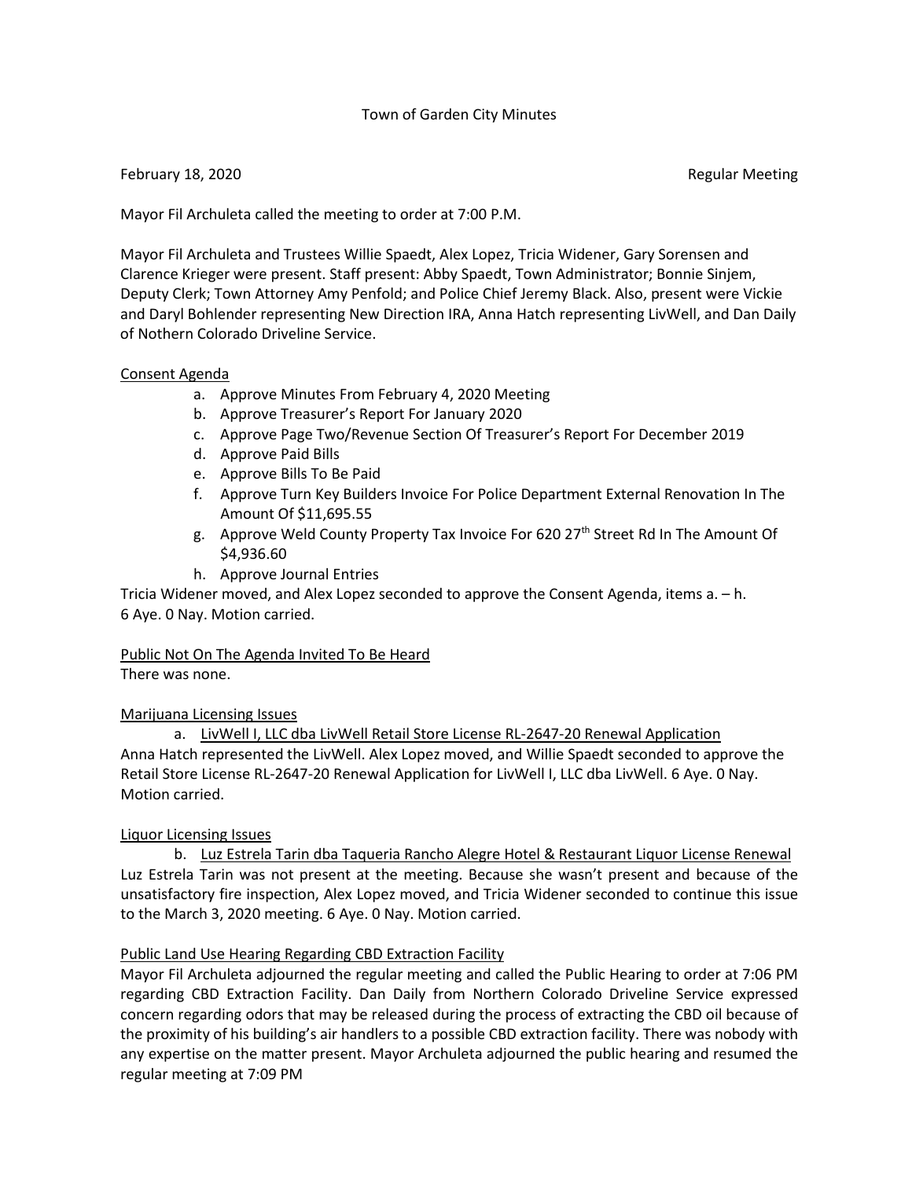Town of Garden City Minutes

February 18, 2020 Regular Meeting

Mayor Fil Archuleta called the meeting to order at 7:00 P.M.

Mayor Fil Archuleta and Trustees Willie Spaedt, Alex Lopez, Tricia Widener, Gary Sorensen and Clarence Krieger were present. Staff present: Abby Spaedt, Town Administrator; Bonnie Sinjem, Deputy Clerk; Town Attorney Amy Penfold; and Police Chief Jeremy Black. Also, present were Vickie and Daryl Bohlender representing New Direction IRA, Anna Hatch representing LivWell, and Dan Daily of Nothern Colorado Driveline Service.

<u>Consent Agenda</u>

a. Approve Minutes From February 4, 2020 Meeting
b. Approve Treasurer's Report For January 2020
c. Approve Page Two/Revenue Section Of Treasurer's Report For December 2019
d. Approve Paid Bills
e. Approve Bills To Be Paid
f. Approve Turn Key Builders Invoice For Police Department External Renovation In The Amount Of $11,695.55
g. Approve Weld County Property Tax Invoice For 620 27th Street Rd In The Amount Of $4,936.60
h. Approve Journal Entries

Tricia Widener moved, and Alex Lopez seconded to approve the Consent Agenda, items a. – h. 6 Aye. 0 Nay. Motion carried.

<u>Public Not On The Agenda Invited To Be Heard</u>

There was none.

<u>Marijuana Licensing Issues</u>

a. <u>LivWell I, LLC dba LivWell Retail Store License RL-2647-20 Renewal Application</u>

Anna Hatch represented the LivWell. Alex Lopez moved, and Willie Spaedt seconded to approve the Retail Store License RL-2647-20 Renewal Application for LivWell I, LLC dba LivWell. 6 Aye. 0 Nay. Motion carried.

<u>Liquor Licensing Issues</u>

b. <u>Luz Estrela Tarin dba Taqueria Rancho Alegre Hotel & Restaurant Liquor License Renewal</u>

Luz Estrela Tarin was not present at the meeting. Because she wasn't present and because of the unsatisfactory fire inspection, Alex Lopez moved, and Tricia Widener seconded to continue this issue to the March 3, 2020 meeting. 6 Aye. 0 Nay. Motion carried.

<u>Public Land Use Hearing Regarding CBD Extraction Facility</u>

Mayor Fil Archuleta adjourned the regular meeting and called the Public Hearing to order at 7:06 PM regarding CBD Extraction Facility. Dan Daily from Northern Colorado Driveline Service expressed concern regarding odors that may be released during the process of extracting the CBD oil because of the proximity of his building's air handlers to a possible CBD extraction facility. There was nobody with any expertise on the matter present. Mayor Archuleta adjourned the public hearing and resumed the regular meeting at 7:09 PM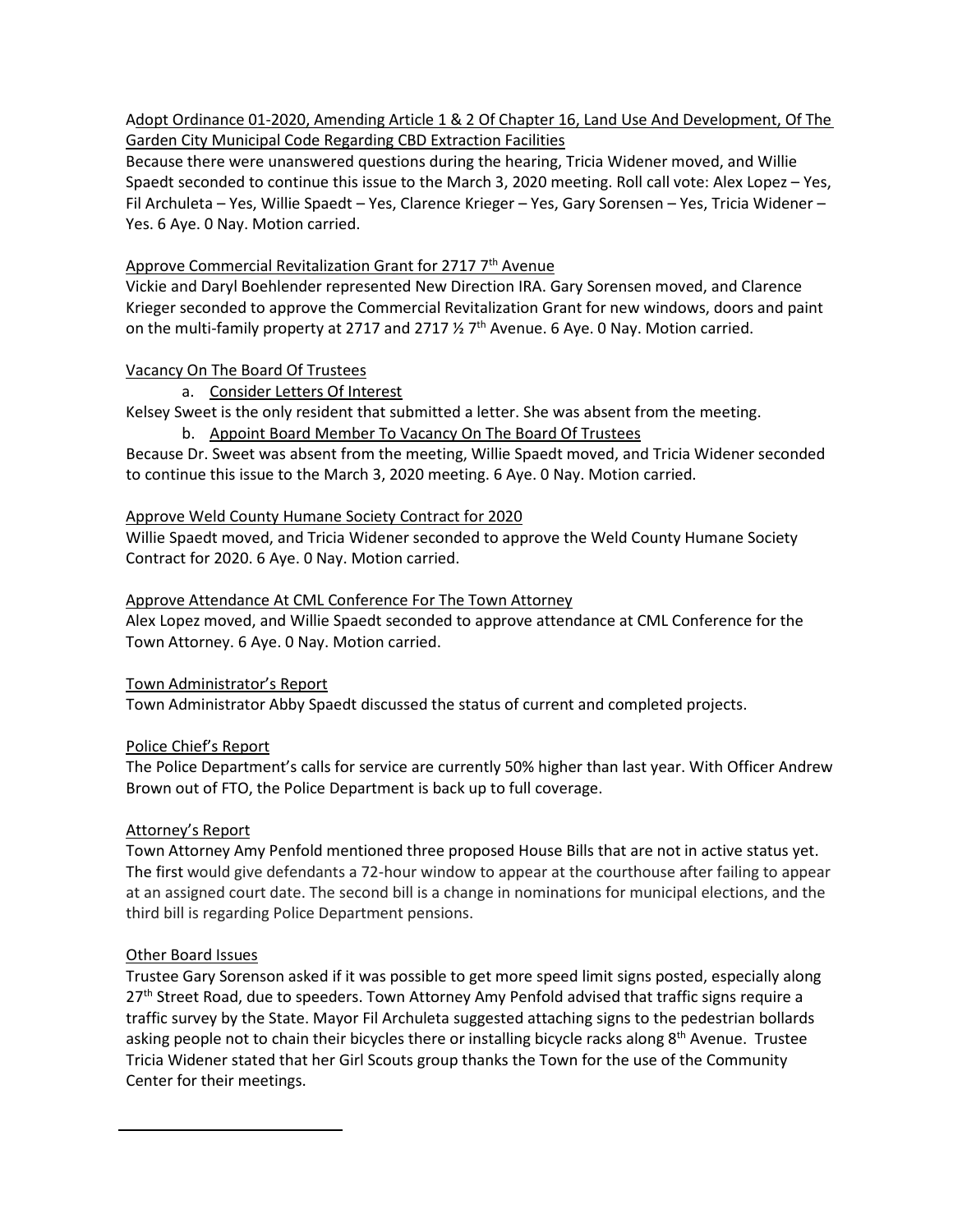Adopt Ordinance 01-2020, Amending Article 1 & 2 Of Chapter 16, Land Use And Development, Of The Garden City Municipal Code Regarding CBD Extraction Facilities

Because there were unanswered questions during the hearing, Tricia Widener moved, and Willie Spaedt seconded to continue this issue to the March 3, 2020 meeting. Roll call vote: Alex Lopez – Yes, Fil Archuleta – Yes, Willie Spaedt – Yes, Clarence Krieger – Yes, Gary Sorensen – Yes, Tricia Widener – Yes. 6 Aye. 0 Nay. Motion carried.

Approve Commercial Revitalization Grant for 2717 7th Avenue

Vickie and Daryl Boehlender represented New Direction IRA. Gary Sorensen moved, and Clarence Krieger seconded to approve the Commercial Revitalization Grant for new windows, doors and paint on the multi-family property at 2717 and 2717 ½ 7th Avenue. 6 Aye. 0 Nay. Motion carried.

Vacancy On The Board Of Trustees

a. Consider Letters Of Interest

Kelsey Sweet is the only resident that submitted a letter. She was absent from the meeting.

b. Appoint Board Member To Vacancy On The Board Of Trustees

Because Dr. Sweet was absent from the meeting, Willie Spaedt moved, and Tricia Widener seconded to continue this issue to the March 3, 2020 meeting. 6 Aye. 0 Nay. Motion carried.

Approve Weld County Humane Society Contract for 2020

Willie Spaedt moved, and Tricia Widener seconded to approve the Weld County Humane Society Contract for 2020. 6 Aye. 0 Nay. Motion carried.

Approve Attendance At CML Conference For The Town Attorney

Alex Lopez moved, and Willie Spaedt seconded to approve attendance at CML Conference for the Town Attorney. 6 Aye. 0 Nay. Motion carried.

Town Administrator's Report

Town Administrator Abby Spaedt discussed the status of current and completed projects.

Police Chief's Report

The Police Department's calls for service are currently 50% higher than last year. With Officer Andrew Brown out of FTO, the Police Department is back up to full coverage.

Attorney's Report

Town Attorney Amy Penfold mentioned three proposed House Bills that are not in active status yet. The first would give defendants a 72-hour window to appear at the courthouse after failing to appear at an assigned court date. The second bill is a change in nominations for municipal elections, and the third bill is regarding Police Department pensions.

Other Board Issues

Trustee Gary Sorenson asked if it was possible to get more speed limit signs posted, especially along 27th Street Road, due to speeders. Town Attorney Amy Penfold advised that traffic signs require a traffic survey by the State. Mayor Fil Archuleta suggested attaching signs to the pedestrian bollards asking people not to chain their bicycles there or installing bicycle racks along 8th Avenue. Trustee Tricia Widener stated that her Girl Scouts group thanks the Town for the use of the Community Center for their meetings.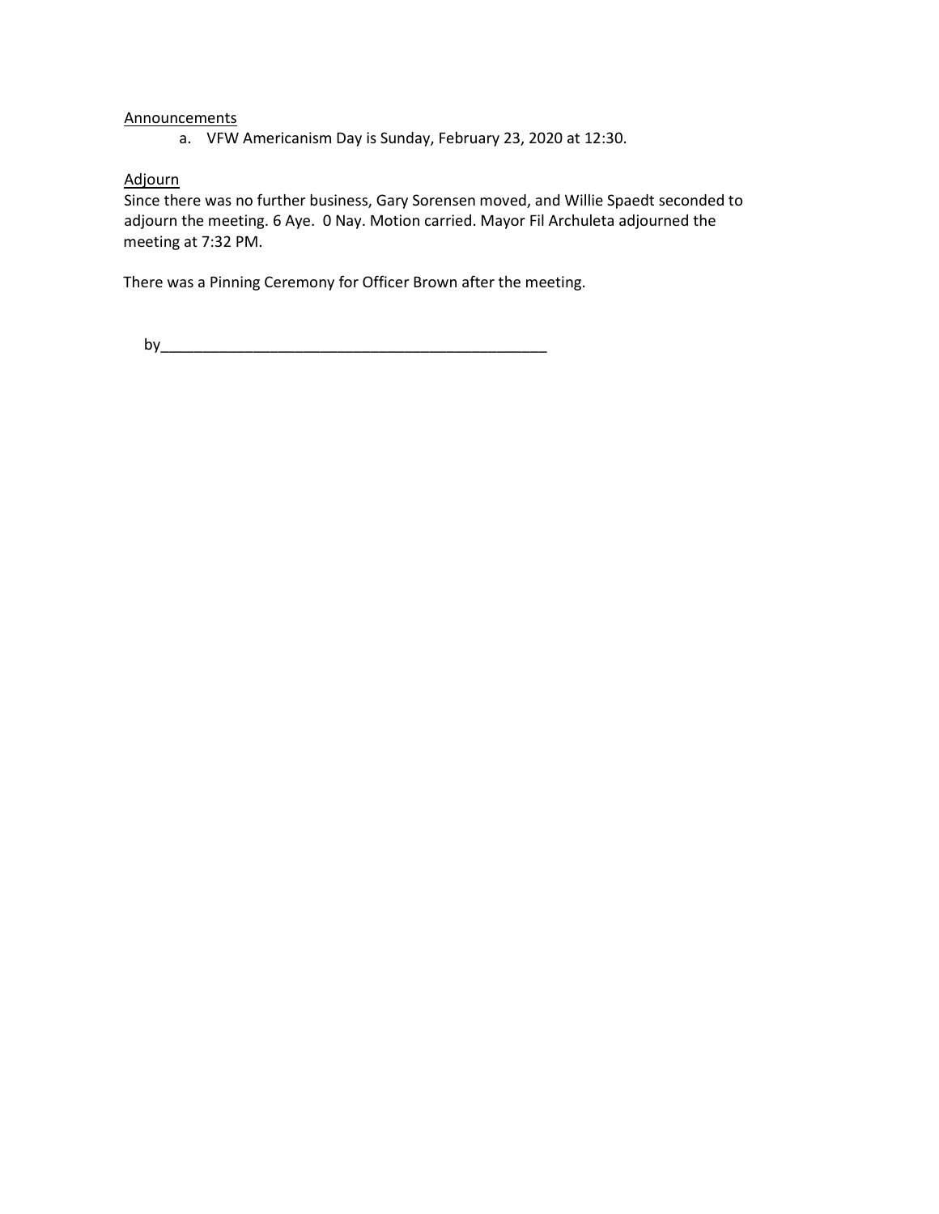Announcements

a. VFW Americanism Day is Sunday, February 23, 2020 at 12:30.

Adjourn

Since there was no further business, Gary Sorensen moved, and Willie Spaedt seconded to adjourn the meeting. 6 Aye. 0 Nay. Motion carried. Mayor Fil Archuleta adjourned the meeting at 7:32 PM.

There was a Pinning Ceremony for Officer Brown after the meeting.

by_______________________________________________